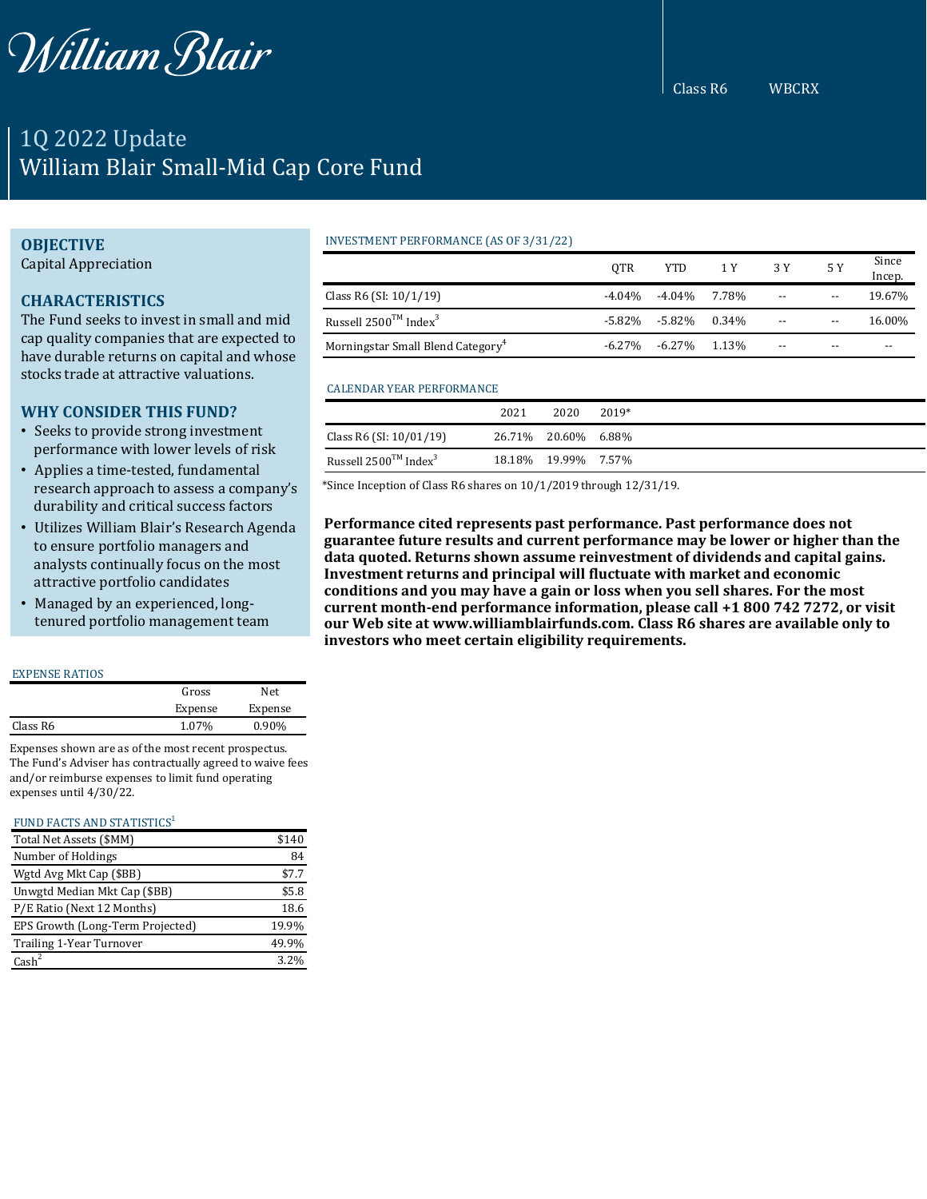William Blair

Class R6 WBCRX

# 1Q 2022 Update
# William Blair Small-Mid Cap Core Fund

## OBJECTIVE
Capital Appreciation

## CHARACTERISTICS
The Fund seeks to invest in small and mid cap quality companies that are expected to have durable returns on capital and whose stocks trade at attractive valuations.

## WHY CONSIDER THIS FUND?
- Seeks to provide strong investment performance with lower levels of risk
- Applies a time-tested, fundamental research approach to assess a company's durability and critical success factors
- Utilizes William Blair's Research Agenda to ensure portfolio managers and analysts continually focus on the most attractive portfolio candidates
- Managed by an experienced, long-tenured portfolio management team

### EXPENSE RATIOS

| | Gross Expense | Net Expense |
|---|---|---|
| Class R6 | 1.07% | 0.90% |

Expenses shown are as of the most recent prospectus. The Fund's Adviser has contractually agreed to waive fees and/or reimburse expenses to limit fund operating expenses until 4/30/22.

### FUND FACTS AND STATISTICS[1]

| | |
|---|---|
| Total Net Assets ($MM) | $140 |
| Number of Holdings | 84 |
| Wgtd Avg Mkt Cap ($BB) | $7.7 |
| Unwgtd Median Mkt Cap ($BB) | $5.8 |
| P/E Ratio (Next 12 Months) | 18.6 |
| EPS Growth (Long-Term Projected) | 19.9% |
| Trailing 1-Year Turnover | 49.9% |
| Cash[2] | 3.2% |

### INVESTMENT PERFORMANCE (AS OF 3/31/22)

| | QTR | YTD | 1 Y | 3 Y | 5 Y | Since Incep. |
|---|---|---|---|---|---|---|
| Class R6 (SI: 10/1/19) | -4.04% | -4.04% | 7.78% | -- | -- | 19.67% |
| Russell 2500™ Index[3] | -5.82% | -5.82% | 0.34% | -- | -- | 16.00% |
| Morningstar Small Blend Category[4] | -6.27% | -6.27% | 1.13% | -- | -- | -- |

### CALENDAR YEAR PERFORMANCE

| | 2021 | 2020 | 2019* |
|---|---|---|---|
| Class R6 (SI: 10/01/19) | 26.71% | 20.60% | 6.88% |
| Russell 2500™ Index[3] | 18.18% | 19.99% | 7.57% |

*Since Inception of Class R6 shares on 10/1/2019 through 12/31/19.

**Performance cited represents past performance. Past performance does not guarantee future results and current performance may be lower or higher than the data quoted. Returns shown assume reinvestment of dividends and capital gains. Investment returns and principal will fluctuate with market and economic conditions and you may have a gain or loss when you sell shares. For the most current month-end performance information, please call +1 800 742 7272, or visit our Web site at www.williamblairfunds.com. Class R6 shares are available only to investors who meet certain eligibility requirements.**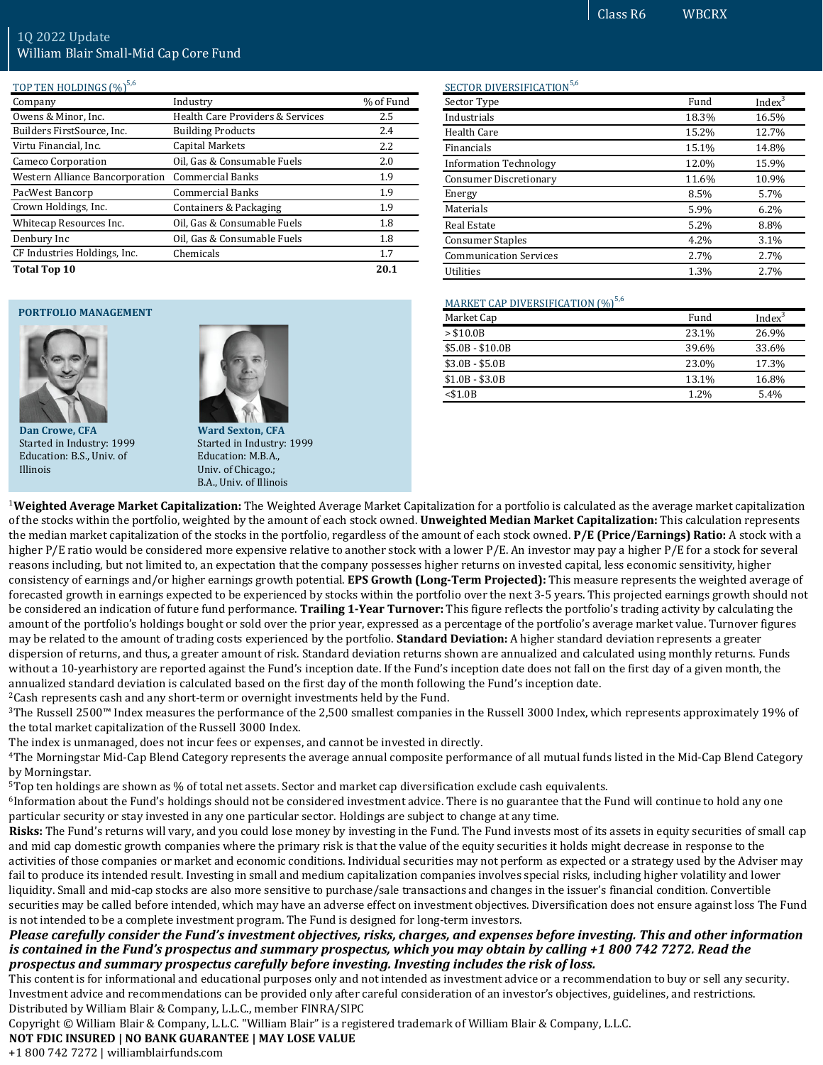Class R6 WBCRX

1Q 2022 Update
William Blair Small-Mid Cap Core Fund

## TOP TEN HOLDINGS (%)[5,6]

| Company | Industry | % of Fund |
|---|---|---|
| Owens & Minor, Inc. | Health Care Providers & Services | 2.5 |
| Builders FirstSource, Inc. | Building Products | 2.4 |
| Virtu Financial, Inc. | Capital Markets | 2.2 |
| Cameco Corporation | Oil, Gas & Consumable Fuels | 2.0 |
| Western Alliance Bancorporation | Commercial Banks | 1.9 |
| PacWest Bancorp | Commercial Banks | 1.9 |
| Crown Holdings, Inc. | Containers & Packaging | 1.9 |
| Whitecap Resources Inc. | Oil, Gas & Consumable Fuels | 1.8 |
| Denbury Inc | Oil, Gas & Consumable Fuels | 1.8 |
| CF Industries Holdings, Inc. | Chemicals | 1.7 |
| **Total Top 10** | | **20.1** |

## SECTOR DIVERSIFICATION[5,6]

| Sector Type | Fund | Index[3] |
|---|---|---|
| Industrials | 18.3% | 16.5% |
| Health Care | 15.2% | 12.7% |
| Financials | 15.1% | 14.8% |
| Information Technology | 12.0% | 15.9% |
| Consumer Discretionary | 11.6% | 10.9% |
| Energy | 8.5% | 5.7% |
| Materials | 5.9% | 6.2% |
| Real Estate | 5.2% | 8.8% |
| Consumer Staples | 4.2% | 3.1% |
| Communication Services | 2.7% | 2.7% |
| Utilities | 1.3% | 2.7% |

## MARKET CAP DIVERSIFICATION (%)[5,6]

| Market Cap | Fund | Index[3] |
|---|---|---|
| > $10.0B | 23.1% | 26.9% |
| $5.0B - $10.0B | 39.6% | 33.6% |
| $3.0B - $5.0B | 23.0% | 17.3% |
| $1.0B - $3.0B | 13.1% | 16.8% |
| <$1.0B | 1.2% | 5.4% |

## PORTFOLIO MANAGEMENT

**Dan Crowe, CFA**
Started in Industry: 1999
Education: B.S., Univ. of Illinois

**Ward Sexton, CFA**
Started in Industry: 1999
Education: M.B.A., Univ. of Chicago.; B.A., Univ. of Illinois

[1]**Weighted Average Market Capitalization:** The Weighted Average Market Capitalization for a portfolio is calculated as the average market capitalization of the stocks within the portfolio, weighted by the amount of each stock owned. **Unweighted Median Market Capitalization:** This calculation represents the median market capitalization of the stocks in the portfolio, regardless of the amount of each stock owned. **P/E (Price/Earnings) Ratio:** A stock with a higher P/E ratio would be considered more expensive relative to another stock with a lower P/E. An investor may pay a higher P/E for a stock for several reasons including, but not limited to, an expectation that the company possesses higher returns on invested capital, less economic sensitivity, higher consistency of earnings and/or higher earnings growth potential. **EPS Growth (Long-Term Projected):** This measure represents the weighted average of forecasted growth in earnings expected to be experienced by stocks within the portfolio over the next 3-5 years. This projected earnings growth should not be considered an indication of future fund performance. **Trailing 1-Year Turnover:** This figure reflects the portfolio's trading activity by calculating the amount of the portfolio's holdings bought or sold over the prior year, expressed as a percentage of the portfolio's average market value. Turnover figures may be related to the amount of trading costs experienced by the portfolio. **Standard Deviation:** A higher standard deviation represents a greater dispersion of returns, and thus, a greater amount of risk. Standard deviation returns shown are annualized and calculated using monthly returns. Funds without a 10-yearhistory are reported against the Fund's inception date. If the Fund's inception date does not fall on the first day of a given month, the annualized standard deviation is calculated based on the first day of the month following the Fund's inception date.
[2]Cash represents cash and any short-term or overnight investments held by the Fund.
[3]The Russell 2500™ Index measures the performance of the 2,500 smallest companies in the Russell 3000 Index, which represents approximately 19% of the total market capitalization of the Russell 3000 Index.
The index is unmanaged, does not incur fees or expenses, and cannot be invested in directly.
[4]The Morningstar Mid-Cap Blend Category represents the average annual composite performance of all mutual funds listed in the Mid-Cap Blend Category by Morningstar.
[5]Top ten holdings are shown as % of total net assets. Sector and market cap diversification exclude cash equivalents.
[6]Information about the Fund's holdings should not be considered investment advice. There is no guarantee that the Fund will continue to hold any one particular security or stay invested in any one particular sector. Holdings are subject to change at any time.
**Risks:** The Fund's returns will vary, and you could lose money by investing in the Fund. The Fund invests most of its assets in equity securities of small cap and mid cap domestic growth companies where the primary risk is that the value of the equity securities it holds might decrease in response to the activities of those companies or market and economic conditions. Individual securities may not perform as expected or a strategy used by the Adviser may fail to produce its intended result. Investing in small and medium capitalization companies involves special risks, including higher volatility and lower liquidity. Small and mid-cap stocks are also more sensitive to purchase/sale transactions and changes in the issuer's financial condition. Convertible securities may be called before intended, which may have an adverse effect on investment objectives. Diversification does not ensure against loss The Fund is not intended to be a complete investment program. The Fund is designed for long-term investors.

***Please carefully consider the Fund's investment objectives, risks, charges, and expenses before investing. This and other information is contained in the Fund's prospectus and summary prospectus, which you may obtain by calling +1 800 742 7272. Read the prospectus and summary prospectus carefully before investing. Investing includes the risk of loss.***

This content is for informational and educational purposes only and not intended as investment advice or a recommendation to buy or sell any security. Investment advice and recommendations can be provided only after careful consideration of an investor's objectives, guidelines, and restrictions.
Distributed by William Blair & Company, L.L.C., member FINRA/SIPC
Copyright © William Blair & Company, L.L.C. "William Blair" is a registered trademark of William Blair & Company, L.L.C.
**NOT FDIC INSURED | NO BANK GUARANTEE | MAY LOSE VALUE**
+1 800 742 7272 | williamblairfunds.com